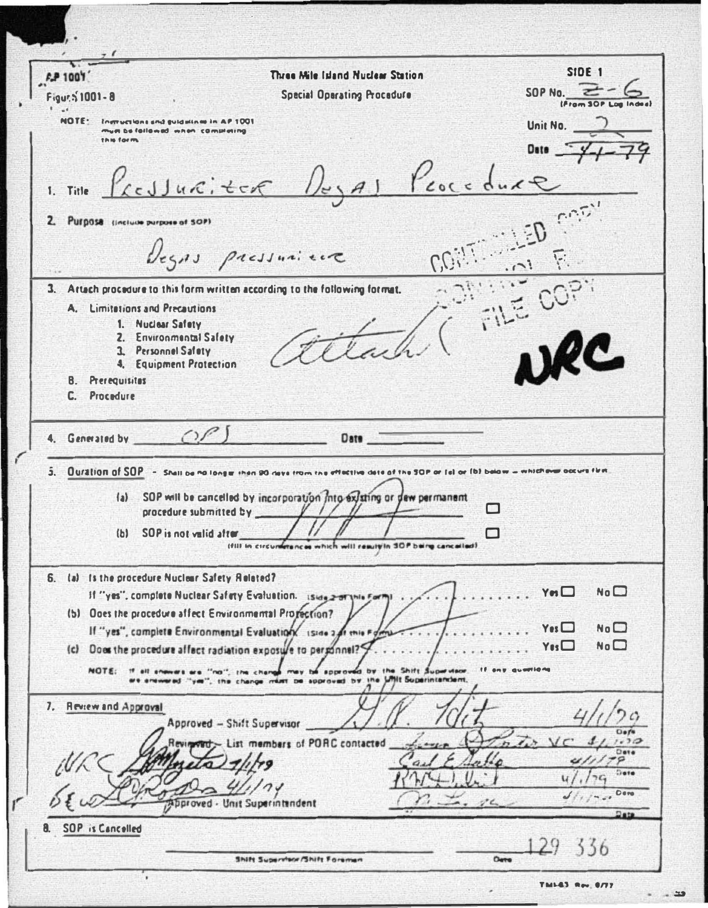AP 1001
Figure 1001-8

**Three Mile Island Nuclear Station**
**Special Operating Procedure**

SIDE 1

SOP No. 2-6 (From SOP Log Index)

Unit No. 2

Date 4-1-79

NOTE: Instructions and guidelines in AP 1001 must be followed when completing this form.

1. Title Pressurizer Degas Procedure

2. Purpose (include purpose of SOP)

   Degas pressurizer

CONTROLLED COPY

3. Attach procedure to this form written according to the following format.
   - A. Limitations and Precautions
     1. Nuclear Safety
     2. Environmental Safety
     3. Personnel Safety
     4. Equipment Protection
   - B. Prerequisites
   - C. Procedure

   Attach

FILE COPY

NRC

4. Generated by OPS Date ______

5. Duration of SOP - Shall be no longer than 90 days from the effective date of the SOP or (a) or (b) below – whichever occurs first.
   - (a) SOP will be cancelled by incorporation into existing or new permanent procedure submitted by ______ ☐
   - (b) SOP is not valid after ______ ☐ (fill in circumstances which will result in SOP being cancelled)

6. (a) Is the procedure Nuclear Safety Related?
   If "yes", complete Nuclear Safety Evaluation. (Side 2 of this Form) ........ Yes ☐ No ☐
   (b) Does the procedure affect Environmental Protection?
   If "yes", complete Environmental Evaluation. (Side 2 of this Form) ........ Yes ☐ No ☐
   (c) Does the procedure affect radiation exposure to personnel? ........ Yes ☐ No ☐

   NOTE: If all answers are "no", the change may be approved by the Shift Supervisor. If any questions are answered "yes", the change must be approved by the Unit Superintendent.

7. Review and Approval

   Approved – Shift Supervisor G. A. Kunder 4/1/79 Date

   Reviewed – List members of PORC contacted _____ VC 4/1/79 Date

   NRC _____ 4/1/79

   _____ 4/1/79 Date

   _____ 4/1/79 Date

   GE _____ 4/1/79

   Approved - Unit Superintendent _____ Date

8. SOP is Cancelled

   ______ Shift Supervisor/Shift Foreman ______ Date

129 336

TMI-83 Rev. 8/77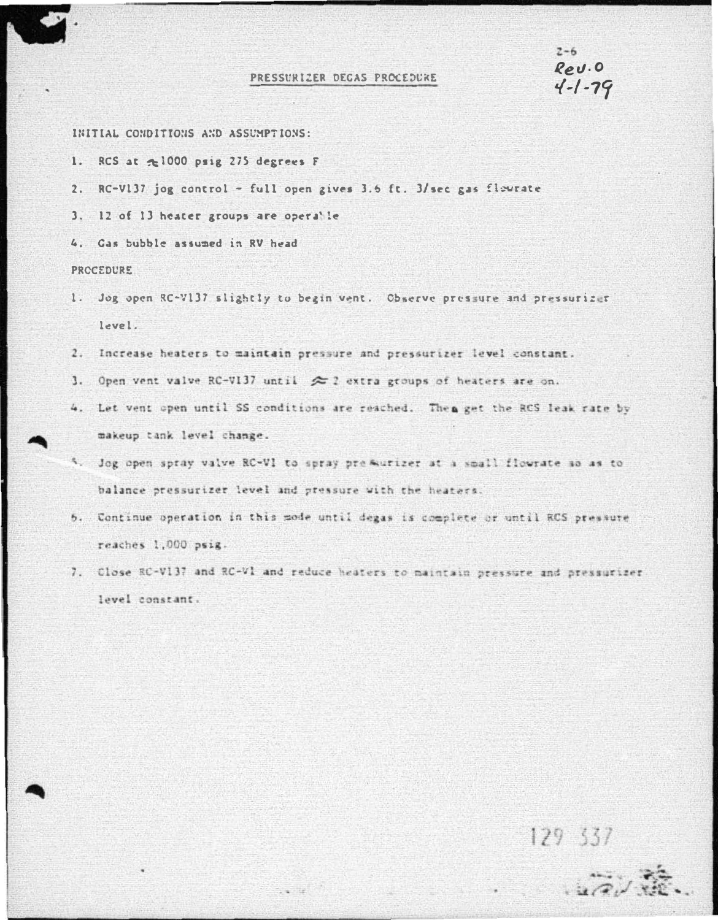2-6
Rev.0
4-1-79

# PRESSURIZER DEGAS PROCEDURE

INITIAL CONDITIONS AND ASSUMPTIONS:

1. RCS at ≈1000 psig 275 degrees F
2. RC-V137 jog control - full open gives 3.6 ft. 3/sec gas flowrate
3. 12 of 13 heater groups are operable
4. Gas bubble assumed in RV head

PROCEDURE

1. Jog open RC-V137 slightly to begin vent. Observe pressure and pressurizer level.
2. Increase heaters to maintain pressure and pressurizer level constant.
3. Open vent valve RC-V137 until ≈ 2 extra groups of heaters are on.
4. Let vent open until SS conditions are reached. Then get the RCS leak rate by makeup tank level change.
5. Jog open spray valve RC-V1 to spray pressurizer at a small flowrate so as to balance pressurizer level and pressure with the heaters.
6. Continue operation in this mode until degas is complete or until RCS pressure reaches 1,000 psig.
7. Close RC-V137 and RC-V1 and reduce heaters to maintain pressure and pressurizer level constant.

129 337